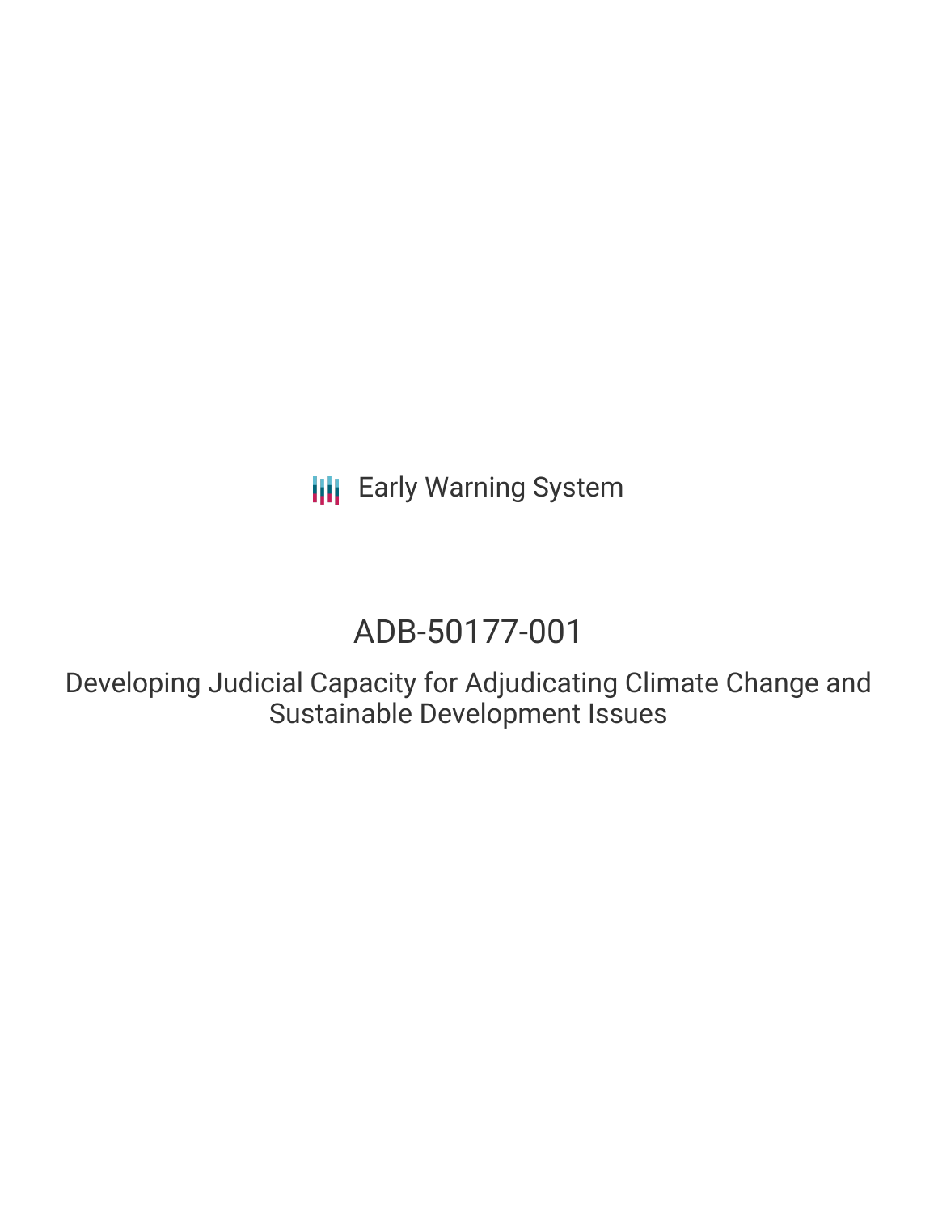Early Warning System

# ADB-50177-001

## Developing Judicial Capacity for Adjudicating Climate Change and Sustainable Development Issues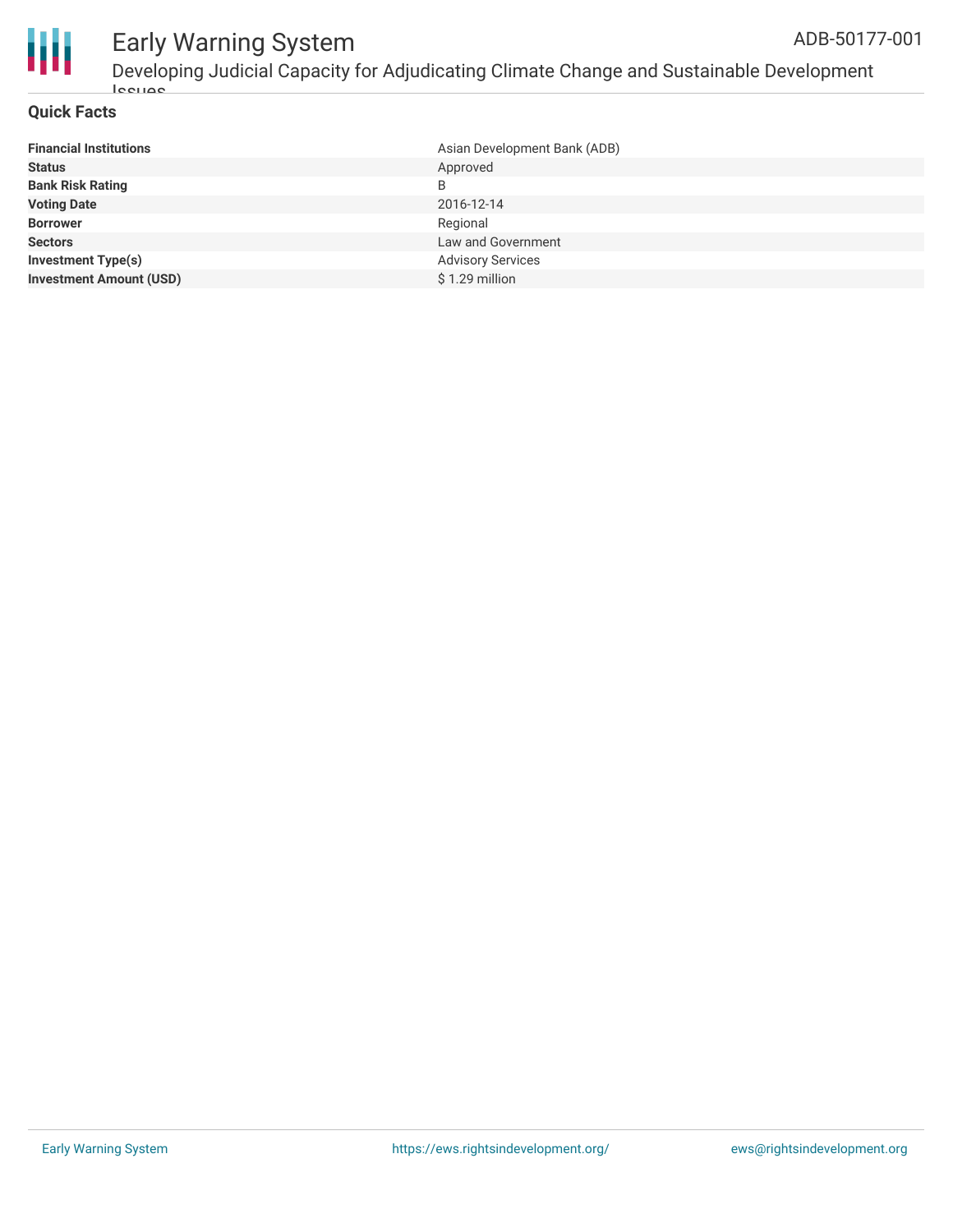## Quick Facts

| | |
|---|---|
| **Financial Institutions** | Asian Development Bank (ADB) |
| **Status** | Approved |
| **Bank Risk Rating** | B |
| **Voting Date** | 2016-12-14 |
| **Borrower** | Regional |
| **Sectors** | Law and Government |
| **Investment Type(s)** | Advisory Services |
| **Investment Amount (USD)** | $ 1.29 million |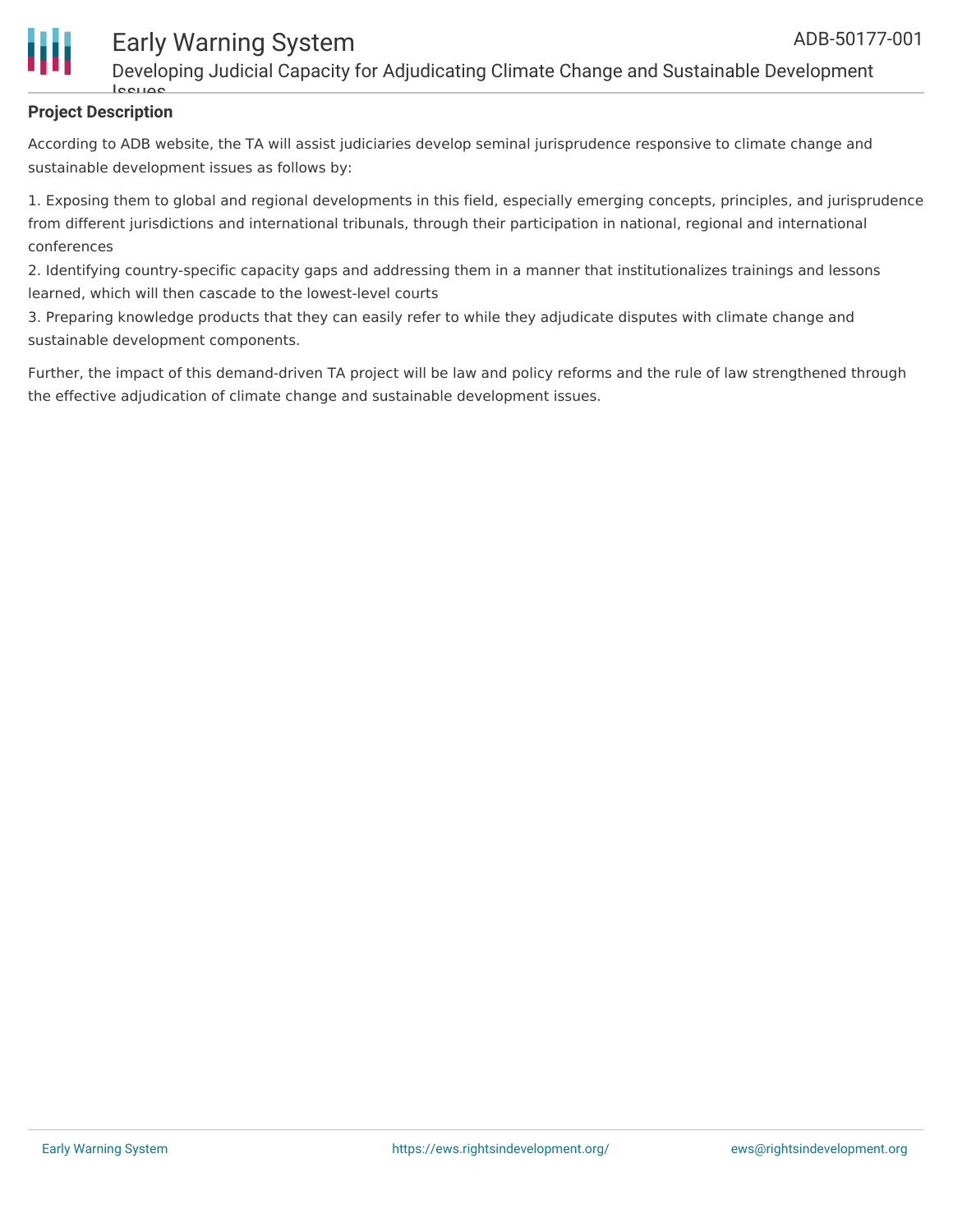## Project Description

According to ADB website, the TA will assist judiciaries develop seminal jurisprudence responsive to climate change and sustainable development issues as follows by:

1. Exposing them to global and regional developments in this field, especially emerging concepts, principles, and jurisprudence from different jurisdictions and international tribunals, through their participation in national, regional and international conferences
2. Identifying country-specific capacity gaps and addressing them in a manner that institutionalizes trainings and lessons learned, which will then cascade to the lowest-level courts
3. Preparing knowledge products that they can easily refer to while they adjudicate disputes with climate change and sustainable development components.

Further, the impact of this demand-driven TA project will be law and policy reforms and the rule of law strengthened through the effective adjudication of climate change and sustainable development issues.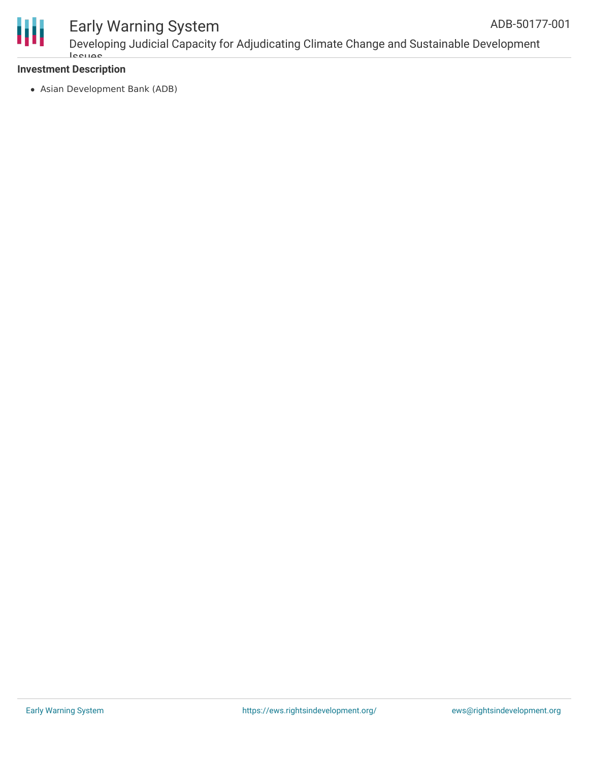**Investment Description**

- Asian Development Bank (ADB)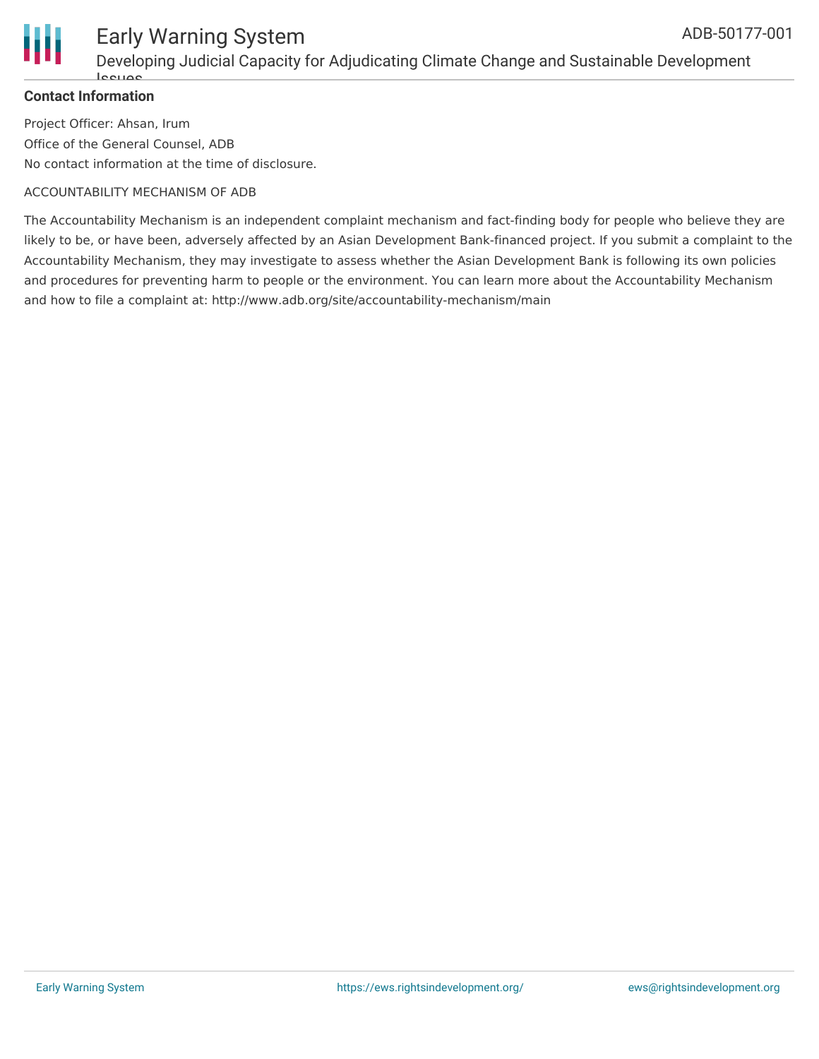**Contact Information**

Project Officer: Ahsan, Irum

Office of the General Counsel, ADB

No contact information at the time of disclosure.

ACCOUNTABILITY MECHANISM OF ADB

The Accountability Mechanism is an independent complaint mechanism and fact-finding body for people who believe they are likely to be, or have been, adversely affected by an Asian Development Bank-financed project. If you submit a complaint to the Accountability Mechanism, they may investigate to assess whether the Asian Development Bank is following its own policies and procedures for preventing harm to people or the environment. You can learn more about the Accountability Mechanism and how to file a complaint at: http://www.adb.org/site/accountability-mechanism/main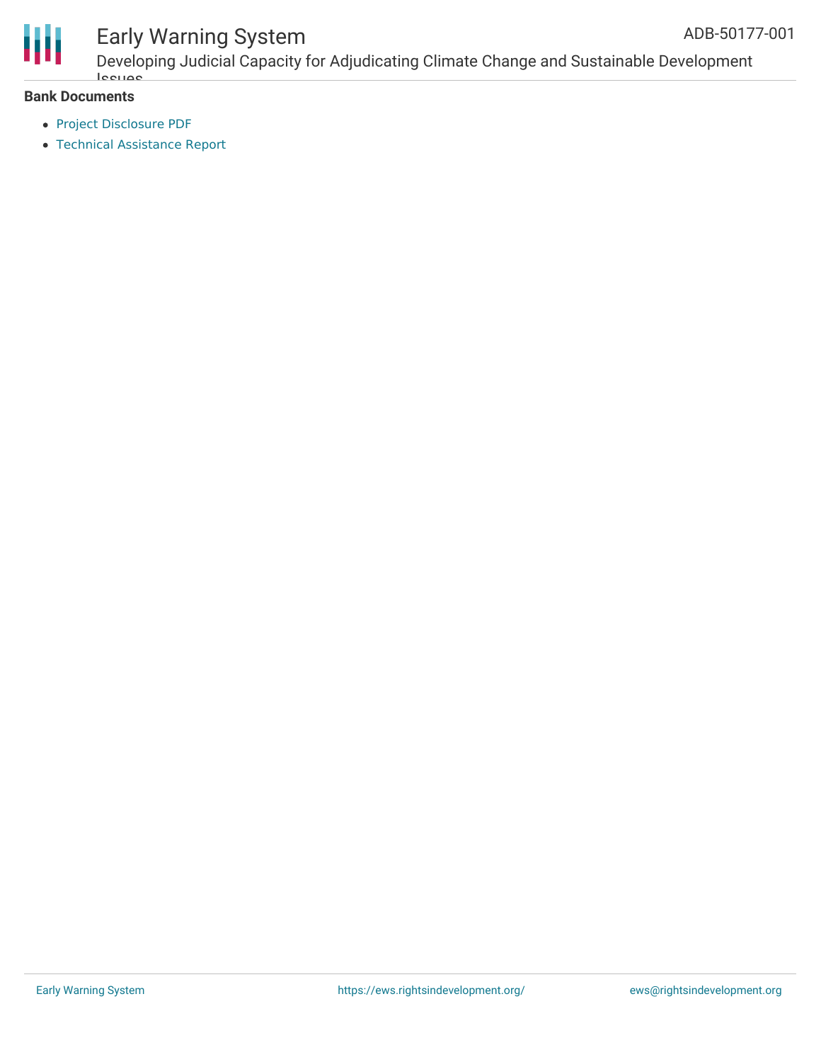**Bank Documents**

- Project Disclosure PDF
- Technical Assistance Report